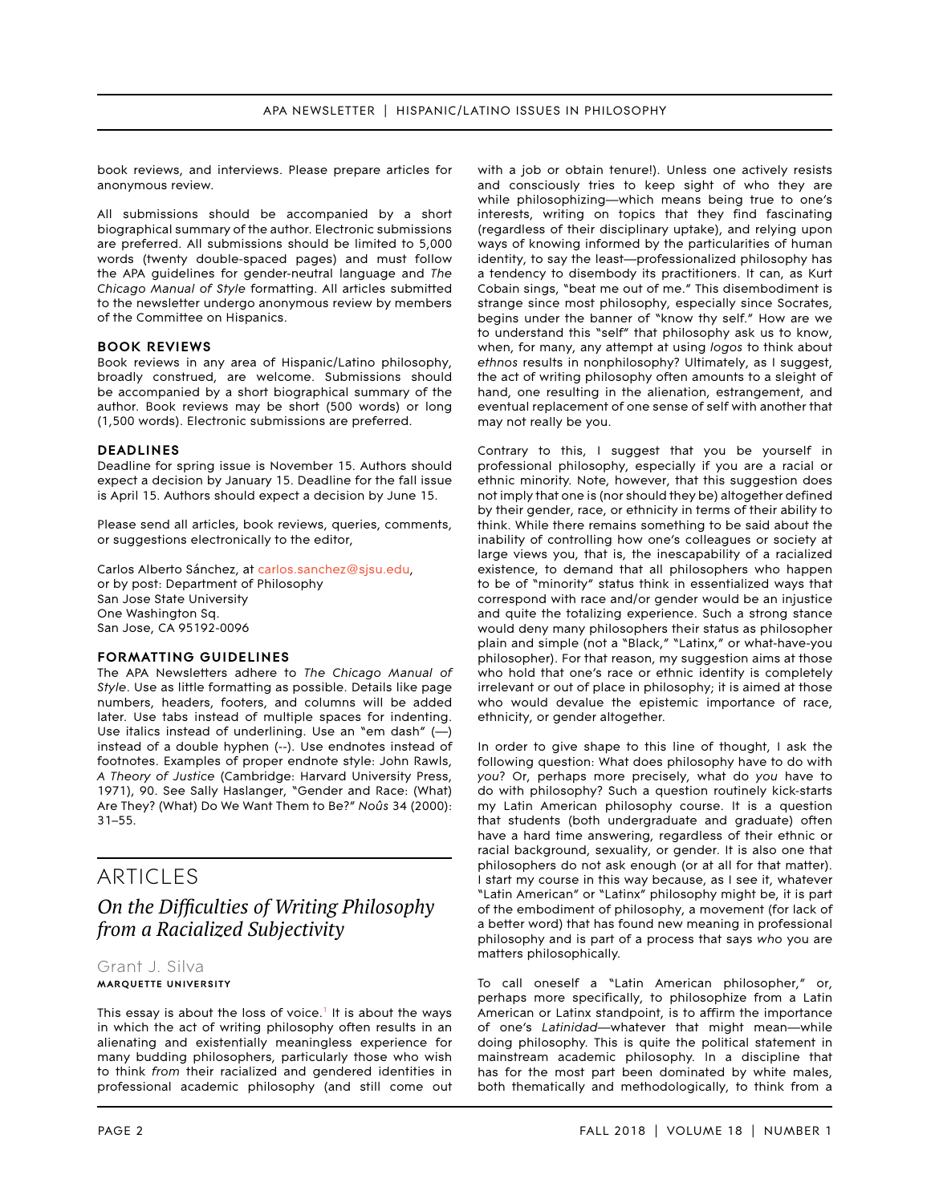book reviews, and interviews. Please prepare articles for anonymous review.

All submissions should be accompanied by a short biographical summary of the author. Electronic submissions are preferred. All submissions should be limited to 5,000 words (twenty double-spaced pages) and must follow the APA guidelines for gender-neutral language and *The Chicago Manual of Style* formatting. All articles submitted to the newsletter undergo anonymous review by members of the Committee on Hispanics.

### BOOK REVIEWS

Book reviews in any area of Hispanic/Latino philosophy, broadly construed, are welcome. Submissions should be accompanied by a short biographical summary of the author. Book reviews may be short (500 words) or long (1,500 words). Electronic submissions are preferred.

### DEADLINES

Deadline for spring issue is November 15. Authors should expect a decision by January 15. Deadline for the fall issue is April 15. Authors should expect a decision by June 15.

Please send all articles, book reviews, queries, comments, or suggestions electronically to the editor,

Carlos Alberto Sánchez, at carlos.sanchez@sjsu.edu,
or by post: Department of Philosophy
San Jose State University
One Washington Sq.
San Jose, CA 95192-0096

### FORMATTING GUIDELINES

The APA Newsletters adhere to *The Chicago Manual of Style*. Use as little formatting as possible. Details like page numbers, headers, footers, and columns will be added later. Use tabs instead of multiple spaces for indenting. Use italics instead of underlining. Use an "em dash" (—) instead of a double hyphen (--). Use endnotes instead of footnotes. Examples of proper endnote style: John Rawls, *A Theory of Justice* (Cambridge: Harvard University Press, 1971), 90. See Sally Haslanger, "Gender and Race: (What) Are They? (What) Do We Want Them to Be?" *Noûs* 34 (2000): 31–55.

# ARTICLES

## *On the Difficulties of Writing Philosophy from a Racialized Subjectivity*

Grant J. Silva
**MARQUETTE UNIVERSITY**

This essay is about the loss of voice.[1] It is about the ways in which the act of writing philosophy often results in an alienating and existentially meaningless experience for many budding philosophers, particularly those who wish to think *from* their racialized and gendered identities in professional academic philosophy (and still come out with a job or obtain tenure!). Unless one actively resists and consciously tries to keep sight of who they are while philosophizing—which means being true to one's interests, writing on topics that they find fascinating (regardless of their disciplinary uptake), and relying upon ways of knowing informed by the particularities of human identity, to say the least—professionalized philosophy has a tendency to disembody its practitioners. It can, as Kurt Cobain sings, "beat me out of me." This disembodiment is strange since most philosophy, especially since Socrates, begins under the banner of "know thy self." How are we to understand this "self" that philosophy ask us to know, when, for many, any attempt at using *logos* to think about *ethnos* results in nonphilosophy? Ultimately, as I suggest, the act of writing philosophy often amounts to a sleight of hand, one resulting in the alienation, estrangement, and eventual replacement of one sense of self with another that may not really be you.

Contrary to this, I suggest that you be yourself in professional philosophy, especially if you are a racial or ethnic minority. Note, however, that this suggestion does not imply that one is (nor should they be) altogether defined by their gender, race, or ethnicity in terms of their ability to think. While there remains something to be said about the inability of controlling how one's colleagues or society at large views you, that is, the inescapability of a racialized existence, to demand that all philosophers who happen to be of "minority" status think in essentialized ways that correspond with race and/or gender would be an injustice and quite the totalizing experience. Such a strong stance would deny many philosophers their status as philosopher plain and simple (not a "Black," "Latinx," or what-have-you philosopher). For that reason, my suggestion aims at those who hold that one's race or ethnic identity is completely irrelevant or out of place in philosophy; it is aimed at those who would devalue the epistemic importance of race, ethnicity, or gender altogether.

In order to give shape to this line of thought, I ask the following question: What does philosophy have to do with *you*? Or, perhaps more precisely, what do *you* have to do with philosophy? Such a question routinely kick-starts my Latin American philosophy course. It is a question that students (both undergraduate and graduate) often have a hard time answering, regardless of their ethnic or racial background, sexuality, or gender. It is also one that philosophers do not ask enough (or at all for that matter). I start my course in this way because, as I see it, whatever "Latin American" or "Latinx" philosophy might be, it is part of the embodiment of philosophy, a movement (for lack of a better word) that has found new meaning in professional philosophy and is part of a process that says *who* you are matters philosophically.

To call oneself a "Latin American philosopher," or, perhaps more specifically, to philosophize from a Latin American or Latinx standpoint, is to affirm the importance of one's *Latinidad*—whatever that might mean—while doing philosophy. This is quite the political statement in mainstream academic philosophy. In a discipline that has for the most part been dominated by white males, both thematically and methodologically, to think from a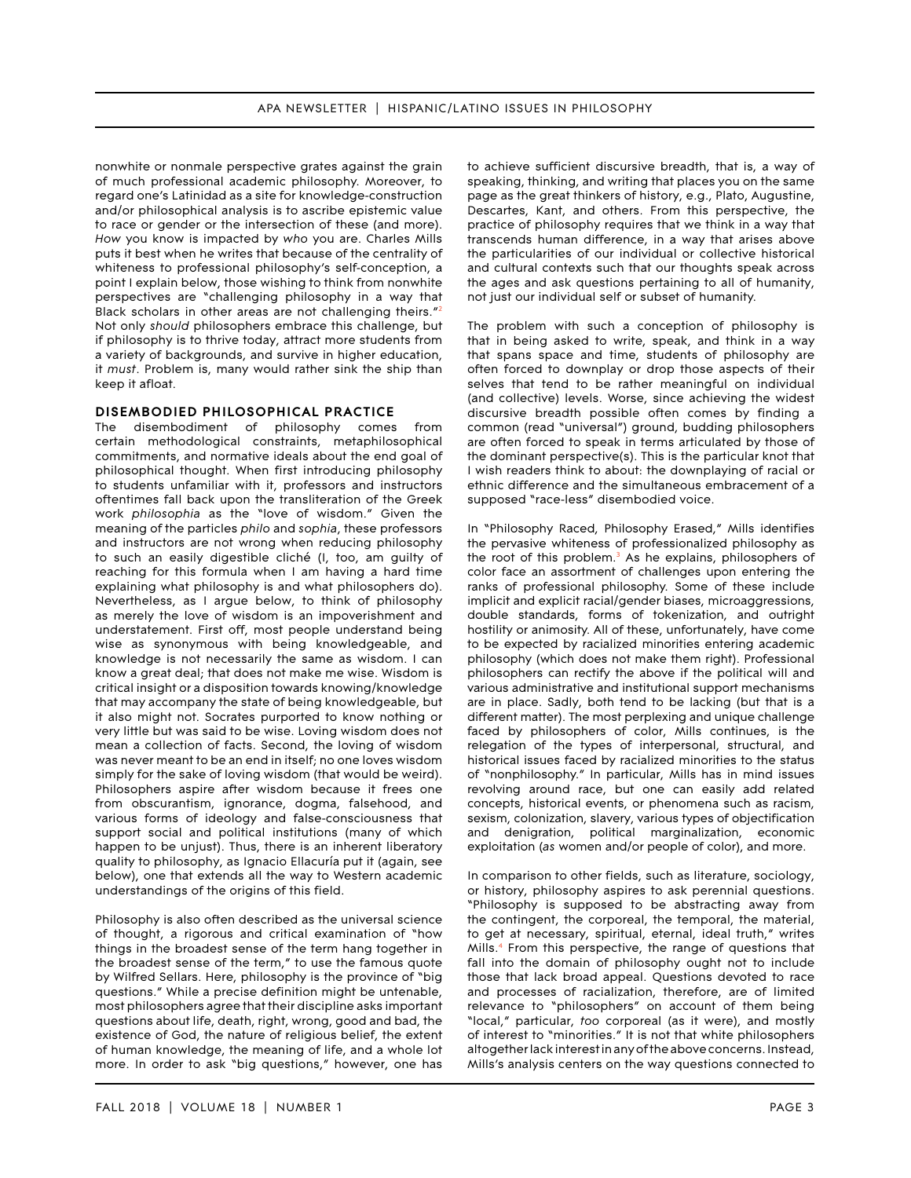nonwhite or nonmale perspective grates against the grain of much professional academic philosophy. Moreover, to regard one's Latinidad as a site for knowledge-construction and/or philosophical analysis is to ascribe epistemic value to race or gender or the intersection of these (and more). *How* you know is impacted by *who* you are. Charles Mills puts it best when he writes that because of the centrality of whiteness to professional philosophy's self-conception, a point I explain below, those wishing to think from nonwhite perspectives are "challenging philosophy in a way that Black scholars in other areas are not challenging theirs."[2] Not only *should* philosophers embrace this challenge, but if philosophy is to thrive today, attract more students from a variety of backgrounds, and survive in higher education, it *must*. Problem is, many would rather sink the ship than keep it afloat.

## DISEMBODIED PHILOSOPHICAL PRACTICE

The disembodiment of philosophy comes from certain methodological constraints, metaphilosophical commitments, and normative ideals about the end goal of philosophical thought. When first introducing philosophy to students unfamiliar with it, professors and instructors oftentimes fall back upon the transliteration of the Greek work *philosophia* as the "love of wisdom." Given the meaning of the particles *philo* and *sophia*, these professors and instructors are not wrong when reducing philosophy to such an easily digestible cliché (I, too, am guilty of reaching for this formula when I am having a hard time explaining what philosophy is and what philosophers do). Nevertheless, as I argue below, to think of philosophy as merely the love of wisdom is an impoverishment and understatement. First off, most people understand being wise as synonymous with being knowledgeable, and knowledge is not necessarily the same as wisdom. I can know a great deal; that does not make me wise. Wisdom is critical insight or a disposition towards knowing/knowledge that may accompany the state of being knowledgeable, but it also might not. Socrates purported to know nothing or very little but was said to be wise. Loving wisdom does not mean a collection of facts. Second, the loving of wisdom was never meant to be an end in itself; no one loves wisdom simply for the sake of loving wisdom (that would be weird). Philosophers aspire after wisdom because it frees one from obscurantism, ignorance, dogma, falsehood, and various forms of ideology and false-consciousness that support social and political institutions (many of which happen to be unjust). Thus, there is an inherent liberatory quality to philosophy, as Ignacio Ellacuría put it (again, see below), one that extends all the way to Western academic understandings of the origins of this field.

Philosophy is also often described as the universal science of thought, a rigorous and critical examination of "how things in the broadest sense of the term hang together in the broadest sense of the term," to use the famous quote by Wilfred Sellars. Here, philosophy is the province of "big questions." While a precise definition might be untenable, most philosophers agree that their discipline asks important questions about life, death, right, wrong, good and bad, the existence of God, the nature of religious belief, the extent of human knowledge, the meaning of life, and a whole lot more. In order to ask "big questions," however, one has to achieve sufficient discursive breadth, that is, a way of speaking, thinking, and writing that places you on the same page as the great thinkers of history, e.g., Plato, Augustine, Descartes, Kant, and others. From this perspective, the practice of philosophy requires that we think in a way that transcends human difference, in a way that arises above the particularities of our individual or collective historical and cultural contexts such that our thoughts speak across the ages and ask questions pertaining to all of humanity, not just our individual self or subset of humanity.

The problem with such a conception of philosophy is that in being asked to write, speak, and think in a way that spans space and time, students of philosophy are often forced to downplay or drop those aspects of their selves that tend to be rather meaningful on individual (and collective) levels. Worse, since achieving the widest discursive breadth possible often comes by finding a common (read "universal") ground, budding philosophers are often forced to speak in terms articulated by those of the dominant perspective(s). This is the particular knot that I wish readers think to about: the downplaying of racial or ethnic difference and the simultaneous embracement of a supposed "race-less" disembodied voice.

In "Philosophy Raced, Philosophy Erased," Mills identifies the pervasive whiteness of professionalized philosophy as the root of this problem.[3] As he explains, philosophers of color face an assortment of challenges upon entering the ranks of professional philosophy. Some of these include implicit and explicit racial/gender biases, microaggressions, double standards, forms of tokenization, and outright hostility or animosity. All of these, unfortunately, have come to be expected by racialized minorities entering academic philosophy (which does not make them right). Professional philosophers can rectify the above if the political will and various administrative and institutional support mechanisms are in place. Sadly, both tend to be lacking (but that is a different matter). The most perplexing and unique challenge faced by philosophers of color, Mills continues, is the relegation of the types of interpersonal, structural, and historical issues faced by racialized minorities to the status of "nonphilosophy." In particular, Mills has in mind issues revolving around race, but one can easily add related concepts, historical events, or phenomena such as racism, sexism, colonization, slavery, various types of objectification and denigration, political marginalization, economic exploitation (*as* women and/or people of color), and more.

In comparison to other fields, such as literature, sociology, or history, philosophy aspires to ask perennial questions. "Philosophy is supposed to be abstracting away from the contingent, the corporeal, the temporal, the material, to get at necessary, spiritual, eternal, ideal truth," writes Mills.[4] From this perspective, the range of questions that fall into the domain of philosophy ought not to include those that lack broad appeal. Questions devoted to race and processes of racialization, therefore, are of limited relevance to "philosophers" on account of them being "local," particular, *too* corporeal (as it were), and mostly of interest to "minorities." It is not that white philosophers altogether lack interest in any of the above concerns. Instead, Mills's analysis centers on the way questions connected to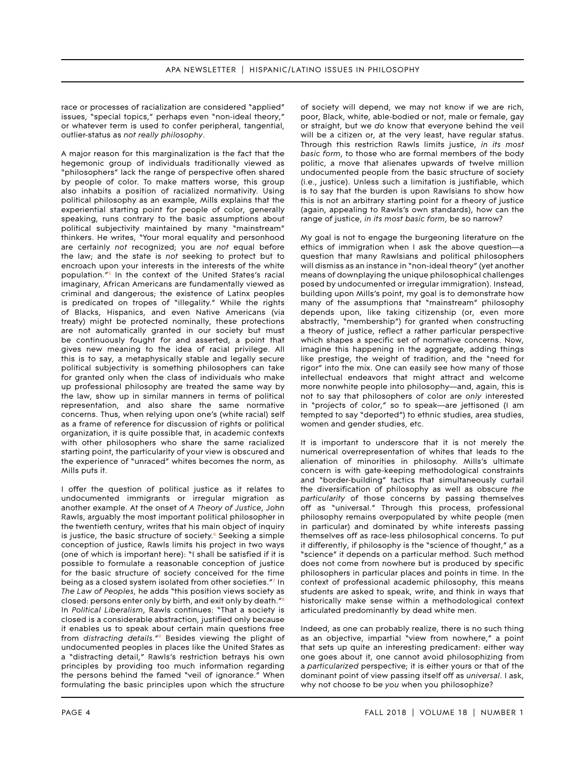race or processes of racialization are considered "applied" issues, "special topics," perhaps even "non-ideal theory," or whatever term is used to confer peripheral, tangential, outlier-status as *not really philosophy*.

A major reason for this marginalization is the fact that the hegemonic group of individuals traditionally viewed as "philosophers" lack the range of perspective often shared by people of color. To make matters worse, this group also inhabits a position of racialized normativity. Using political philosophy as an example, Mills explains that the experiential starting point for people of color, generally speaking, runs contrary to the basic assumptions about political subjectivity maintained by many "mainstream" thinkers. He writes, "Your moral equality and personhood are certainly *not* recognized; you are *not* equal before the law; and the state is *not* seeking to protect but to encroach upon your interests in the interests of the white population."[5] In the context of the United States's racial imaginary, African Americans are fundamentally viewed as criminal and dangerous; the existence of Latinx peoples is predicated on tropes of "illegality." While the rights of Blacks, Hispanics, and even Native Americans (via treaty) might be protected nominally, these protections are not automatically granted in our society but must be continuously fought for and asserted, a point that gives new meaning to the idea of racial privilege. All this is to say, a metaphysically stable and legally secure political subjectivity is something philosophers can take for granted only when the class of individuals who make up professional philosophy are treated the same way by the law, show up in similar manners in terms of political representation, and also share the same normative concerns. Thus, when relying upon one's (white racial) self as a frame of reference for discussion of rights or political organization, it is quite possible that, in academic contexts with other philosophers who share the same racialized starting point, the particularity of your view is obscured and the experience of "unraced" whites becomes the norm, as Mills puts it.

I offer the question of political justice as it relates to undocumented immigrants or irregular migration as another example. At the onset of *A Theory of Justice*, John Rawls, arguably the most important political philosopher in the twentieth century, writes that his main object of inquiry is justice, the basic structure of society.[6] Seeking a simple conception of justice, Rawls limits his project in two ways (one of which is important here): "I shall be satisfied if it is possible to formulate a reasonable conception of justice for the basic structure of society conceived for the time being as a closed system isolated from other societies."[7] In *The Law of Peoples*, he adds "this position views society as closed: persons enter only by birth, and exit only by death."[8] In *Political Liberalism*, Rawls continues: "That a society is closed is a considerable abstraction, justified only because it enables us to speak about certain main questions free from *distracting details*."[9] Besides viewing the plight of undocumented peoples in places like the United States as a "distracting detail," Rawls's restriction betrays his own principles by providing too much information regarding the persons behind the famed "veil of ignorance." When formulating the basic principles upon which the structure of society will depend, we may not know if we are rich, poor, Black, white, able-bodied or not, male or female, gay or straight, but we *do* know that everyone behind the veil will be a citizen or, at the very least, have regular status. Through this restriction Rawls limits justice, *in its most basic form*, to those who are formal members of the body politic, a move that alienates upwards of twelve million undocumented people from the basic structure of society (i.e., justice). Unless such a limitation is justifiable, which is to say that the burden is upon Rawlsians to show how this is not an arbitrary starting point for a theory of justice (again, appealing to Rawls's own standards), how can the range of justice, *in its most basic form*, be so narrow?

My goal is not to engage the burgeoning literature on the ethics of immigration when I ask the above question—a question that many Rawlsians and political philosophers will dismiss as an instance in "non-ideal theory" (yet another means of downplaying the unique philosophical challenges posed by undocumented or irregular immigration). Instead, building upon Mills's point, my goal is to demonstrate how many of the assumptions that "mainstream" philosophy depends upon, like taking citizenship (or, even more abstractly, "membership") for granted when constructing a theory of justice, reflect a rather particular perspective which shapes a specific set of normative concerns. Now, imagine this happening in the aggregate, adding things like prestige, the weight of tradition, and the "need for rigor" into the mix. One can easily see how many of those intellectual endeavors that might attract and welcome more nonwhite people into philosophy—and, again, this is not to say that philosophers of color are *only* interested in "projects of color," so to speak—are jettisoned (I am tempted to say "deported") to ethnic studies, area studies, women and gender studies, etc.

It is important to underscore that it is not merely the numerical overrepresentation of whites that leads to the alienation of minorities in philosophy. Mills's ultimate concern is with gate-keeping methodological constraints and "border-building" tactics that simultaneously curtail the diversification of philosophy as well as obscure *the particularity* of those concerns by passing themselves off as "universal." Through this process, professional philosophy remains overpopulated by white people (men in particular) and dominated by white interests passing themselves off as race-less philosophical concerns. To put it differently, if philosophy is the "science of thought," as a "science" it depends on a particular method. Such method does not come from nowhere but is produced by specific philosophers in particular places and points in time. In the context of professional academic philosophy, this means students are asked to speak, write, and think in ways that historically make sense within a methodological context articulated predominantly by dead white men.

Indeed, as one can probably realize, there is no such thing as an objective, impartial "view from nowhere," a point that sets up quite an interesting predicament: either way one goes about it, one cannot avoid philosophizing from a *particularized* perspective; it is either yours or that of the dominant point of view passing itself off as *universal*. I ask, why not choose to be *you* when you philosophize?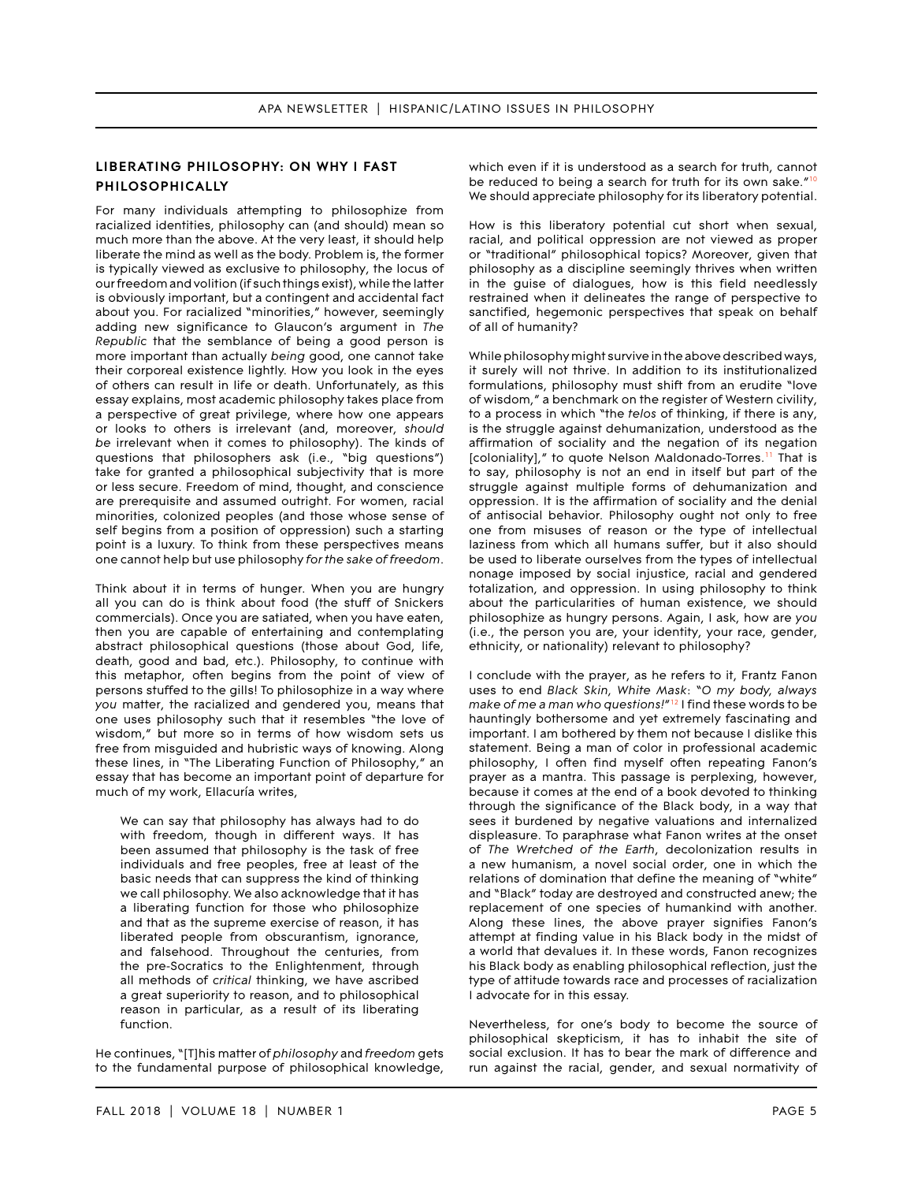## LIBERATING PHILOSOPHY: ON WHY I FAST PHILOSOPHICALLY

For many individuals attempting to philosophize from racialized identities, philosophy can (and should) mean so much more than the above. At the very least, it should help liberate the mind as well as the body. Problem is, the former is typically viewed as exclusive to philosophy, the locus of our freedom and volition (if such things exist), while the latter is obviously important, but a contingent and accidental fact about you. For racialized "minorities," however, seemingly adding new significance to Glaucon's argument in *The Republic* that the semblance of being a good person is more important than actually *being* good, one cannot take their corporeal existence lightly. How you look in the eyes of others can result in life or death. Unfortunately, as this essay explains, most academic philosophy takes place from a perspective of great privilege, where how one appears or looks to others is irrelevant (and, moreover, *should be* irrelevant when it comes to philosophy). The kinds of questions that philosophers ask (i.e., "big questions") take for granted a philosophical subjectivity that is more or less secure. Freedom of mind, thought, and conscience are prerequisite and assumed outright. For women, racial minorities, colonized peoples (and those whose sense of self begins from a position of oppression) such a starting point is a luxury. To think from these perspectives means one cannot help but use philosophy *for the sake of freedom*.

Think about it in terms of hunger. When you are hungry all you can do is think about food (the stuff of Snickers commercials). Once you are satiated, when you have eaten, then you are capable of entertaining and contemplating abstract philosophical questions (those about God, life, death, good and bad, etc.). Philosophy, to continue with this metaphor, often begins from the point of view of persons stuffed to the gills! To philosophize in a way where *you* matter, the racialized and gendered you, means that one uses philosophy such that it resembles "the love of wisdom," but more so in terms of how wisdom sets us free from misguided and hubristic ways of knowing. Along these lines, in "The Liberating Function of Philosophy," an essay that has become an important point of departure for much of my work, Ellacuría writes,

> We can say that philosophy has always had to do with freedom, though in different ways. It has been assumed that philosophy is the task of free individuals and free peoples, free at least of the basic needs that can suppress the kind of thinking we call philosophy. We also acknowledge that it has a liberating function for those who philosophize and that as the supreme exercise of reason, it has liberated people from obscurantism, ignorance, and falsehood. Throughout the centuries, from the pre-Socratics to the Enlightenment, through all methods of *critical* thinking, we have ascribed a great superiority to reason, and to philosophical reason in particular, as a result of its liberating function.

He continues, "[T]his matter of *philosophy* and *freedom* gets to the fundamental purpose of philosophical knowledge, which even if it is understood as a search for truth, cannot be reduced to being a search for truth for its own sake."[10] We should appreciate philosophy for its liberatory potential.

How is this liberatory potential cut short when sexual, racial, and political oppression are not viewed as proper or "traditional" philosophical topics? Moreover, given that philosophy as a discipline seemingly thrives when written in the guise of dialogues, how is this field needlessly restrained when it delineates the range of perspective to sanctified, hegemonic perspectives that speak on behalf of all of humanity?

While philosophy might survive in the above described ways, it surely will not thrive. In addition to its institutionalized formulations, philosophy must shift from an erudite "love of wisdom," a benchmark on the register of Western civility, to a process in which "the *telos* of thinking, if there is any, is the struggle against dehumanization, understood as the affirmation of sociality and the negation of its negation [coloniality]," to quote Nelson Maldonado-Torres.[11] That is to say, philosophy is not an end in itself but part of the struggle against multiple forms of dehumanization and oppression. It is the affirmation of sociality and the denial of antisocial behavior. Philosophy ought not only to free one from misuses of reason or the type of intellectual laziness from which all humans suffer, but it also should be used to liberate ourselves from the types of intellectual nonage imposed by social injustice, racial and gendered totalization, and oppression. In using philosophy to think about the particularities of human existence, we should philosophize as hungry persons. Again, I ask, how are *you* (i.e., the person you are, your identity, your race, gender, ethnicity, or nationality) relevant to philosophy?

I conclude with the prayer, as he refers to it, Frantz Fanon uses to end *Black Skin, White Mask*: "*O my body, always make of me a man who questions!*"[12] I find these words to be hauntingly bothersome and yet extremely fascinating and important. I am bothered by them not because I dislike this statement. Being a man of color in professional academic philosophy, I often find myself often repeating Fanon's prayer as a mantra. This passage is perplexing, however, because it comes at the end of a book devoted to thinking through the significance of the Black body, in a way that sees it burdened by negative valuations and internalized displeasure. To paraphrase what Fanon writes at the onset of *The Wretched of the Earth*, decolonization results in a new humanism, a novel social order, one in which the relations of domination that define the meaning of "white" and "Black" today are destroyed and constructed anew; the replacement of one species of humankind with another. Along these lines, the above prayer signifies Fanon's attempt at finding value in his Black body in the midst of a world that devalues it. In these words, Fanon recognizes his Black body as enabling philosophical reflection, just the type of attitude towards race and processes of racialization I advocate for in this essay.

Nevertheless, for one's body to become the source of philosophical skepticism, it has to inhabit the site of social exclusion. It has to bear the mark of difference and run against the racial, gender, and sexual normativity of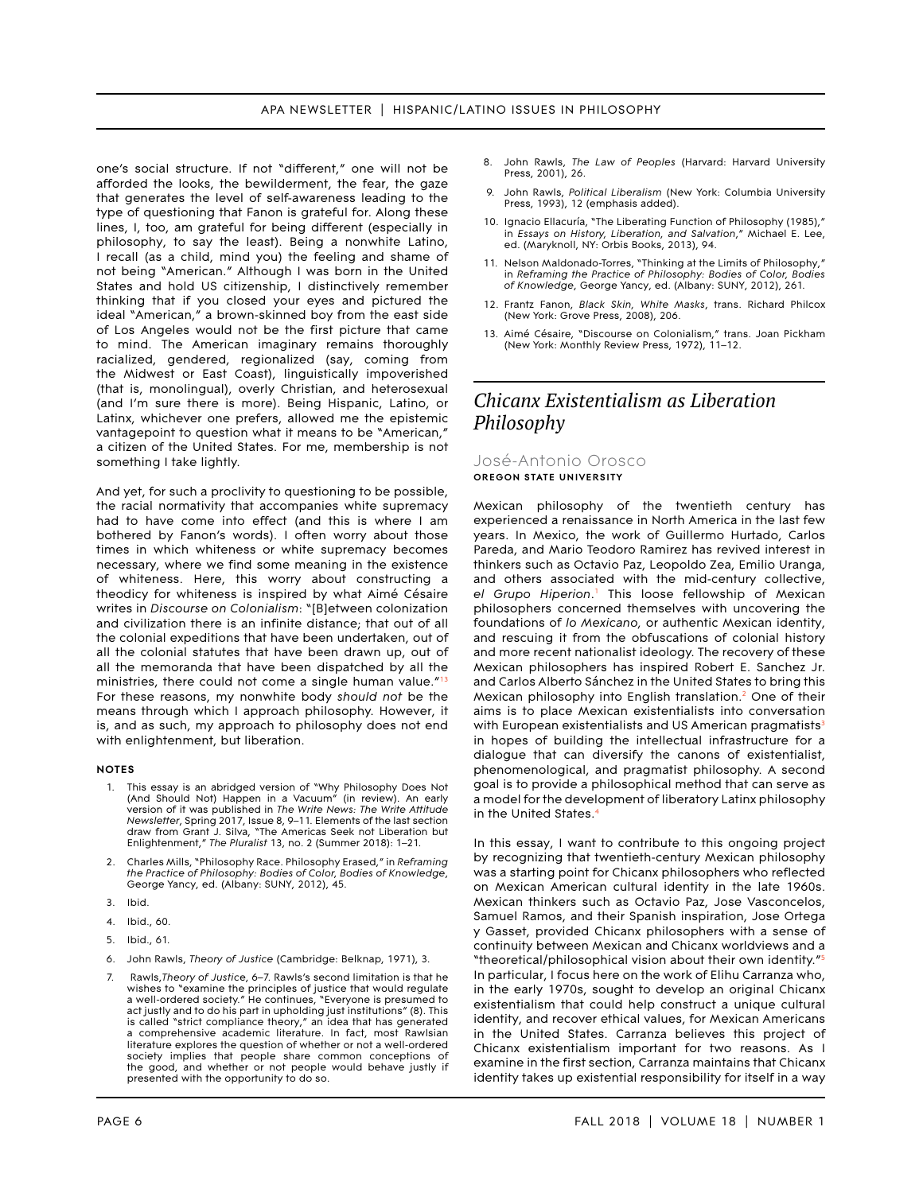one's social structure. If not "different," one will not be afforded the looks, the bewilderment, the fear, the gaze that generates the level of self-awareness leading to the type of questioning that Fanon is grateful for. Along these lines, I, too, am grateful for being different (especially in philosophy, to say the least). Being a nonwhite Latino, I recall (as a child, mind you) the feeling and shame of not being "American." Although I was born in the United States and hold US citizenship, I distinctively remember thinking that if you closed your eyes and pictured the ideal "American," a brown-skinned boy from the east side of Los Angeles would not be the first picture that came to mind. The American imaginary remains thoroughly racialized, gendered, regionalized (say, coming from the Midwest or East Coast), linguistically impoverished (that is, monolingual), overly Christian, and heterosexual (and I'm sure there is more). Being Hispanic, Latino, or Latinx, whichever one prefers, allowed me the epistemic vantagepoint to question what it means to be "American," a citizen of the United States. For me, membership is not something I take lightly.

And yet, for such a proclivity to questioning to be possible, the racial normativity that accompanies white supremacy had to have come into effect (and this is where I am bothered by Fanon's words). I often worry about those times in which whiteness or white supremacy becomes necessary, where we find some meaning in the existence of whiteness. Here, this worry about constructing a theodicy for whiteness is inspired by what Aimé Césaire writes in *Discourse on Colonialism*: "[B]etween colonization and civilization there is an infinite distance; that out of all the colonial expeditions that have been undertaken, out of all the colonial statutes that have been drawn up, out of all the memoranda that have been dispatched by all the ministries, there could not come a single human value."[13] For these reasons, my nonwhite body *should not* be the means through which I approach philosophy. However, it is, and as such, my approach to philosophy does not end with enlightenment, but liberation.

#### NOTES

1. This essay is an abridged version of "Why Philosophy Does Not (And Should Not) Happen in a Vacuum" (in review). An early version of it was published in *The Write News: The Write Attitude Newsletter*, Spring 2017, Issue 8, 9–11. Elements of the last section draw from Grant J. Silva, "The Americas Seek not Liberation but Enlightenment," *The Pluralist* 13, no. 2 (Summer 2018): 1–21.
2. Charles Mills, "Philosophy Race. Philosophy Erased," in *Reframing the Practice of Philosophy: Bodies of Color, Bodies of Knowledge*, George Yancy, ed. (Albany: SUNY, 2012), 45.
3. Ibid.
4. Ibid., 60.
5. Ibid., 61.
6. John Rawls, *Theory of Justice* (Cambridge: Belknap, 1971), 3.
7. Rawls, *Theory of Justice*, 6–7. Rawls's second limitation is that he wishes to "examine the principles of justice that would regulate a well-ordered society." He continues, "Everyone is presumed to act justly and to do his part in upholding just institutions" (8). This is called "strict compliance theory," an idea that has generated a comprehensive academic literature. In fact, most Rawlsian literature explores the question of whether or not a well-ordered society implies that people share common conceptions of the good, and whether or not people would behave justly if presented with the opportunity to do so.
8. John Rawls, *The Law of Peoples* (Harvard: Harvard University Press, 2001), 26.
9. John Rawls, *Political Liberalism* (New York: Columbia University Press, 1993), 12 (emphasis added).
10. Ignacio Ellacuría, "The Liberating Function of Philosophy (1985)," in *Essays on History, Liberation, and Salvation*," Michael E. Lee, ed. (Maryknoll, NY: Orbis Books, 2013), 94.
11. Nelson Maldonado-Torres, "Thinking at the Limits of Philosophy," in *Reframing the Practice of Philosophy: Bodies of Color, Bodies of Knowledge*, George Yancy, ed. (Albany: SUNY, 2012), 261.
12. Frantz Fanon, *Black Skin, White Masks*, trans. Richard Philcox (New York: Grove Press, 2008), 206.
13. Aimé Césaire, "Discourse on Colonialism," trans. Joan Pickham (New York: Monthly Review Press, 1972), 11–12.

## *Chicanx Existentialism as Liberation Philosophy*

### José-Antonio Orosco
**OREGON STATE UNIVERSITY**

Mexican philosophy of the twentieth century has experienced a renaissance in North America in the last few years. In Mexico, the work of Guillermo Hurtado, Carlos Pareda, and Mario Teodoro Ramirez has revived interest in thinkers such as Octavio Paz, Leopoldo Zea, Emilio Uranga, and others associated with the mid-century collective, *el Grupo Hiperion*.[1] This loose fellowship of Mexican philosophers concerned themselves with uncovering the foundations of *lo Mexicano*, or authentic Mexican identity, and rescuing it from the obfuscations of colonial history and more recent nationalist ideology. The recovery of these Mexican philosophers has inspired Robert E. Sanchez Jr. and Carlos Alberto Sánchez in the United States to bring this Mexican philosophy into English translation.[2] One of their aims is to place Mexican existentialists into conversation with European existentialists and US American pragmatists[3] in hopes of building the intellectual infrastructure for a dialogue that can diversify the canons of existentialist, phenomenological, and pragmatist philosophy. A second goal is to provide a philosophical method that can serve as a model for the development of liberatory Latinx philosophy in the United States.[4]

In this essay, I want to contribute to this ongoing project by recognizing that twentieth-century Mexican philosophy was a starting point for Chicanx philosophers who reflected on Mexican American cultural identity in the late 1960s. Mexican thinkers such as Octavio Paz, Jose Vasconcelos, Samuel Ramos, and their Spanish inspiration, Jose Ortega y Gasset, provided Chicanx philosophers with a sense of continuity between Mexican and Chicanx worldviews and a "theoretical/philosophical vision about their own identity."[5] In particular, I focus here on the work of Elihu Carranza who, in the early 1970s, sought to develop an original Chicanx existentialism that could help construct a unique cultural identity, and recover ethical values, for Mexican Americans in the United States. Carranza believes this project of Chicanx existentialism important for two reasons. As I examine in the first section, Carranza maintains that Chicanx identity takes up existential responsibility for itself in a way